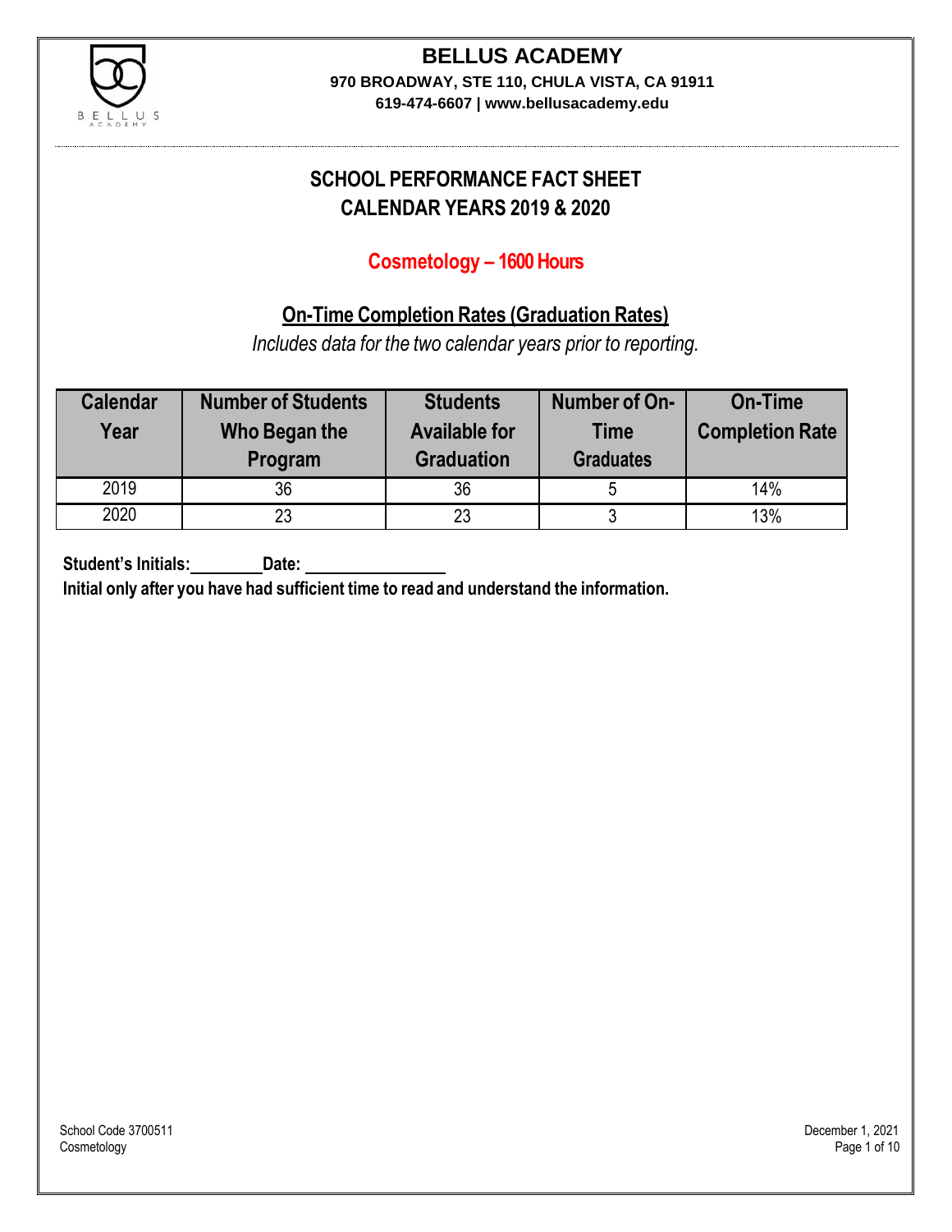# BELLUS ACADEMY

**970 BROADWAY, STE 110, CHULA VISTA, CA 91911**

**619-474-6607 | www.bellusacademy.edu**

## SCHOOL PERFORMANCE FACT SHEET
## CALENDAR YEARS 2019 & 2020

### Cosmetology – 1600 Hours

### On-Time Completion Rates (Graduation Rates)

*Includes data for the two calendar years prior to reporting.*

| Calendar Year | Number of Students Who Began the Program | Students Available for Graduation | Number of On-Time Graduates | On-Time Completion Rate |
|---|---|---|---|---|
| 2019 | 36 | 36 | 5 | 14% |
| 2020 | 23 | 23 | 3 | 13% |

**Student's Initials:________ Date: ______________**

**Initial only after you have had sufficient time to read and understand the information.**

School Code 3700511
Cosmetology

December 1, 2021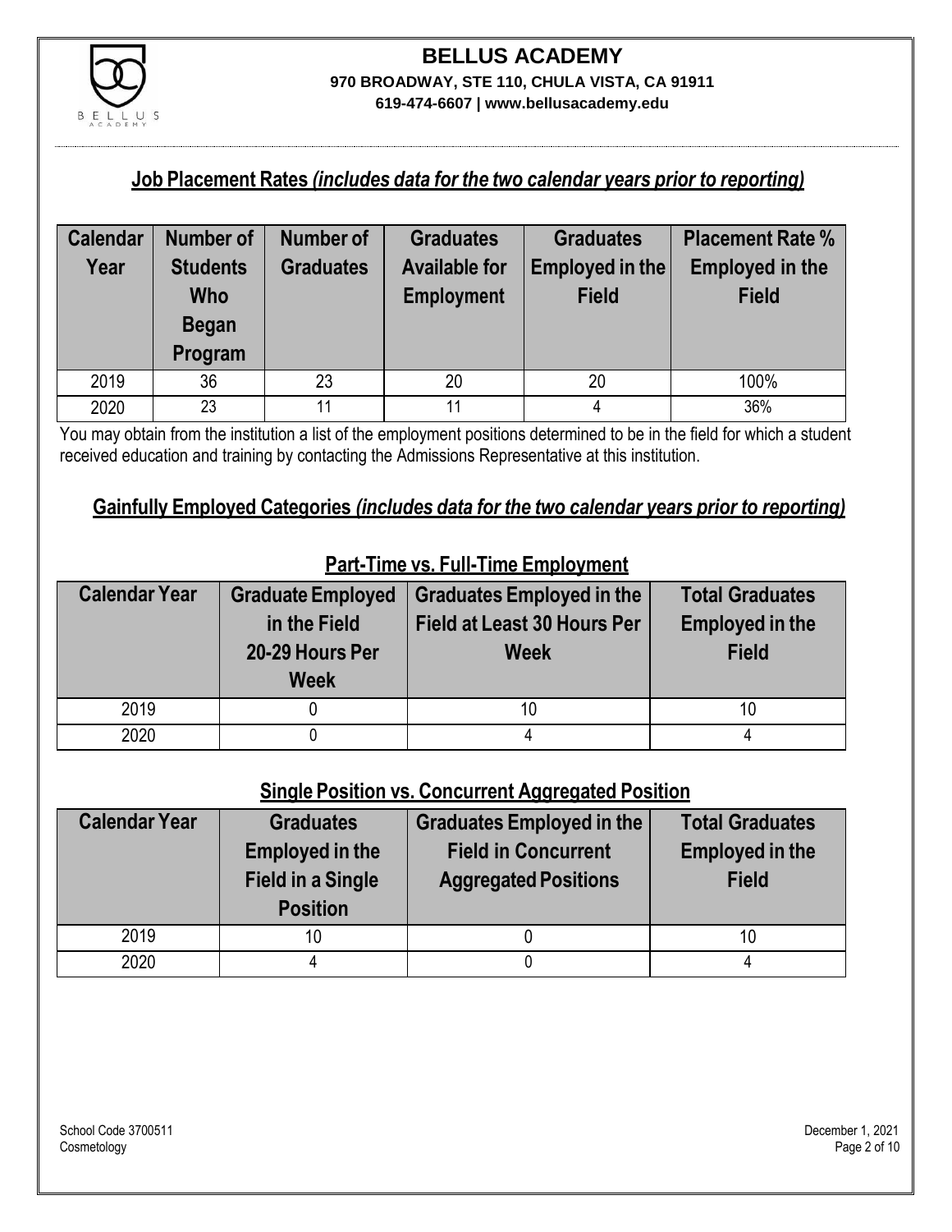# BELLUS ACADEMY

**970 BROADWAY, STE 110, CHULA VISTA, CA 91911**

**619-474-6607 | www.bellusacademy.edu**

## Job Placement Rates *(includes data for the two calendar years prior to reporting)*

| Calendar Year | Number of Students Who Began Program | Number of Graduates | Graduates Available for Employment | Graduates Employed in the Field | Placement Rate % Employed in the Field |
|---|---|---|---|---|---|
| 2019 | 36 | 23 | 20 | 20 | 100% |
| 2020 | 23 | 11 | 11 | 4 | 36% |

You may obtain from the institution a list of the employment positions determined to be in the field for which a student received education and training by contacting the Admissions Representative at this institution.

## Gainfully Employed Categories *(includes data for the two calendar years prior to reporting)*

### Part-Time vs. Full-Time Employment

| Calendar Year | Graduate Employed in the Field 20-29 Hours Per Week | Graduates Employed in the Field at Least 30 Hours Per Week | Total Graduates Employed in the Field |
|---|---|---|---|
| 2019 | 0 | 10 | 10 |
| 2020 | 0 | 4 | 4 |

### Single Position vs. Concurrent Aggregated Position

| Calendar Year | Graduates Employed in the Field in a Single Position | Graduates Employed in the Field in Concurrent Aggregated Positions | Total Graduates Employed in the Field |
|---|---|---|---|
| 2019 | 10 | 0 | 10 |
| 2020 | 4 | 0 | 4 |

School Code 3700511
Cosmetology

December 1, 2021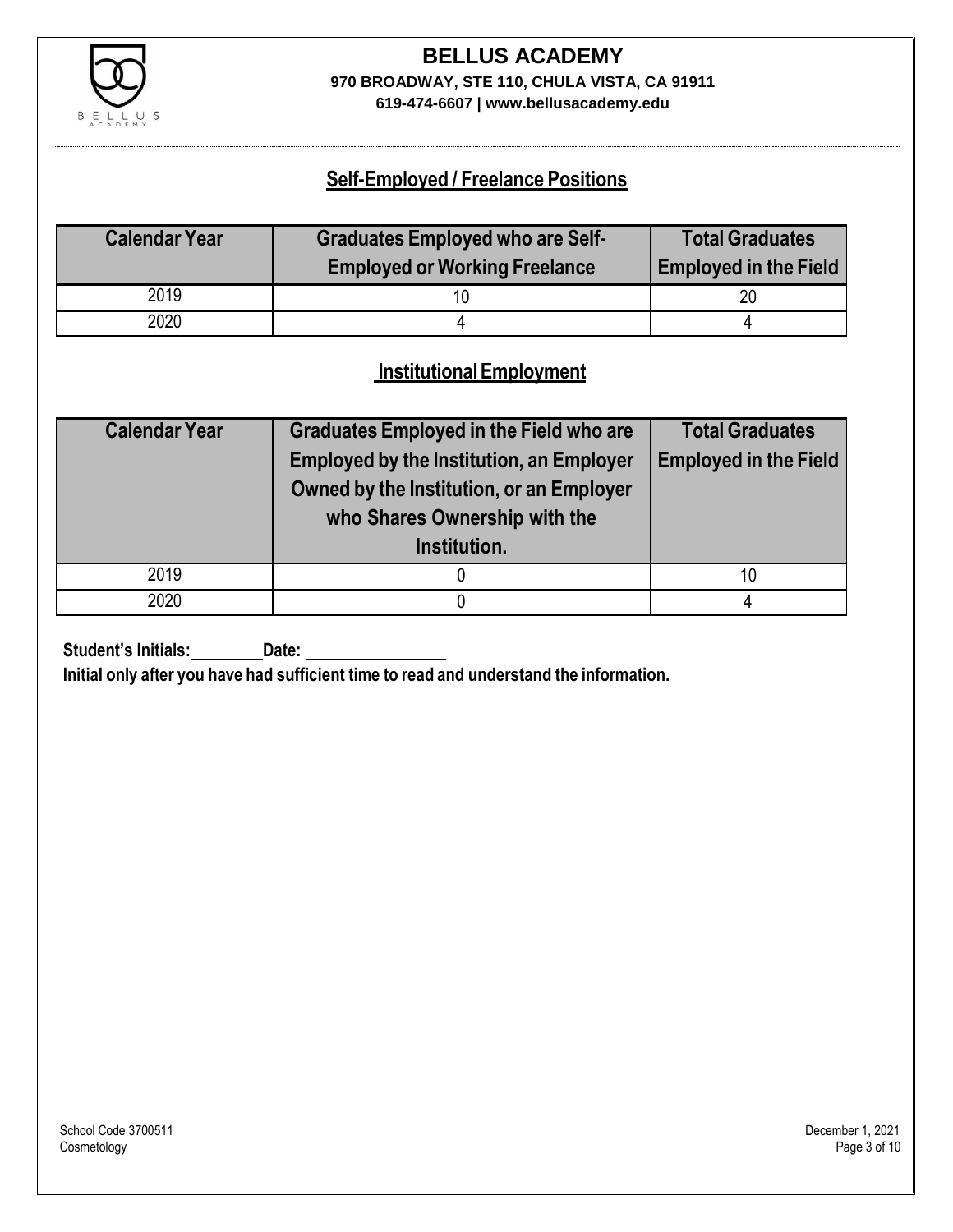## Self-Employed / Freelance Positions

| Calendar Year | Graduates Employed who are Self-Employed or Working Freelance | Total Graduates Employed in the Field |
|---|---|---|
| 2019 | 10 | 20 |
| 2020 | 4 | 4 |

## Institutional Employment

| Calendar Year | Graduates Employed in the Field who are Employed by the Institution, an Employer Owned by the Institution, or an Employer who Shares Ownership with the Institution. | Total Graduates Employed in the Field |
|---|---|---|
| 2019 | 0 | 10 |
| 2020 | 0 | 4 |

**Student's Initials:** ________ **Date:** ________________

**Initial only after you have had sufficient time to read and understand the information.**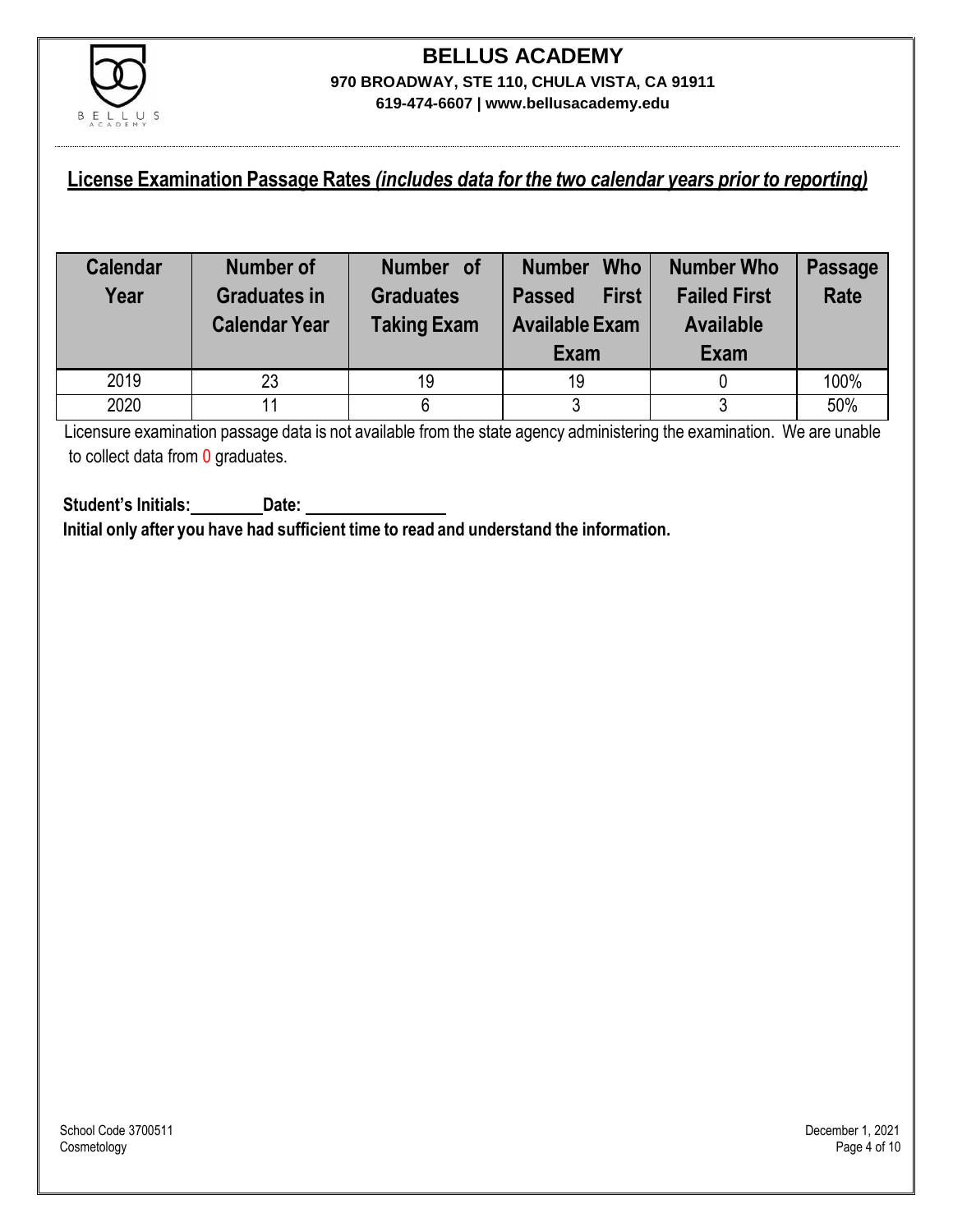# BELLUS ACADEMY

**970 BROADWAY, STE 110, CHULA VISTA, CA 91911**

**619-474-6607 | www.bellusacademy.edu**

## License Examination Passage Rates *(includes data for the two calendar years prior to reporting)*

| Calendar Year | Number of Graduates in Calendar Year | Number of Graduates Taking Exam | Number Who Passed First Available Exam | Number Who Failed First Available Exam | Passage Rate |
|---|---|---|---|---|---|
| 2019 | 23 | 19 | 19 | 0 | 100% |
| 2020 | 11 | 6 | 3 | 3 | 50% |

Licensure examination passage data is not available from the state agency administering the examination. We are unable to collect data from 0 graduates.

**Student's Initials:\_\_\_\_\_\_\_\_ Date: \_\_\_\_\_\_\_\_\_\_\_\_\_\_\_\_**

**Initial only after you have had sufficient time to read and understand the information.**

School Code 3700511
Cosmetology

December 1, 2021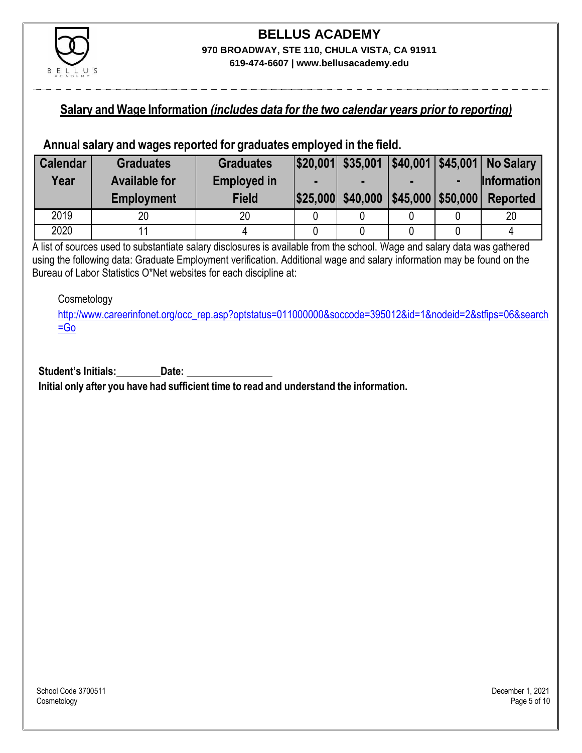# BELLUS ACADEMY

**970 BROADWAY, STE 110, CHULA VISTA, CA 91911**

**619-474-6607 | www.bellusacademy.edu**

## Salary and Wage Information *(includes data for the two calendar years prior to reporting)*

### Annual salary and wages reported for graduates employed in the field.

| Calendar Year | Graduates Available for Employment | Graduates Employed in Field | $20,001 - $25,000 | $35,001 - $40,000 | $40,001 - $45,000 | $45,001 - $50,000 | No Salary Information Reported |
|---|---|---|---|---|---|---|---|
| 2019 | 20 | 20 | 0 | 0 | 0 | 0 | 20 |
| 2020 | 11 | 4 | 0 | 0 | 0 | 0 | 4 |

A list of sources used to substantiate salary disclosures is available from the school. Wage and salary data was gathered using the following data: Graduate Employment verification. Additional wage and salary information may be found on the Bureau of Labor Statistics O*Net websites for each discipline at:

Cosmetology

http://www.careerinfonet.org/occ_rep.asp?optstatus=011000000&soccode=395012&id=1&nodeid=2&stfips=06&search=Go

**Student's Initials:** ________ **Date:** ________________

**Initial only after you have had sufficient time to read and understand the information.**

School Code 3700511
Cosmetology

December 1, 2021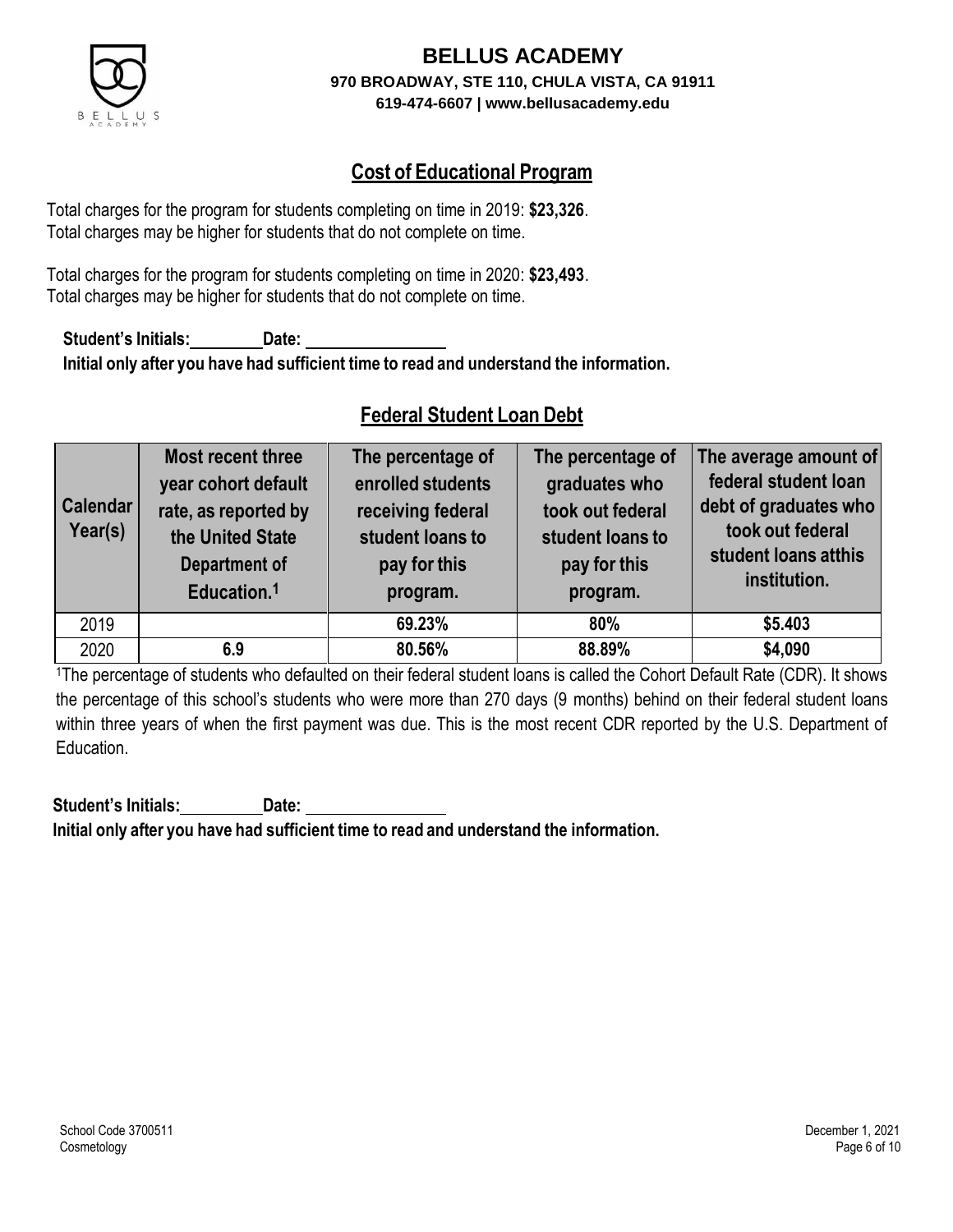# BELLUS ACADEMY

**970 BROADWAY, STE 110, CHULA VISTA, CA 91911**
**619-474-6607 | www.bellusacademy.edu**

## Cost of Educational Program

Total charges for the program for students completing on time in 2019: **$23,326**.
Total charges may be higher for students that do not complete on time.

Total charges for the program for students completing on time in 2020: **$23,493**.
Total charges may be higher for students that do not complete on time.

**Student's Initials:\_\_\_\_\_\_\_\_ Date: \_\_\_\_\_\_\_\_\_\_\_\_\_\_\_\_**
**Initial only after you have had sufficient time to read and understand the information.**

## Federal Student Loan Debt

| Calendar Year(s) | Most recent three year cohort default rate, as reported by the United State Department of Education.[1] | The percentage of enrolled students receiving federal student loans to pay for this program. | The percentage of graduates who took out federal student loans to pay for this program. | The average amount of federal student loan debt of graduates who took out federal student loans atthis institution. |
|---|---|---|---|---|
| 2019 | | **69.23%** | **80%** | **$5.403** |
| 2020 | **6.9** | **80.56%** | **88.89%** | **$4,090** |

[1]The percentage of students who defaulted on their federal student loans is called the Cohort Default Rate (CDR). It shows the percentage of this school's students who were more than 270 days (9 months) behind on their federal student loans within three years of when the first payment was due. This is the most recent CDR reported by the U.S. Department of Education.

**Student's Initials:\_\_\_\_\_\_\_\_ Date: \_\_\_\_\_\_\_\_\_\_\_\_\_\_\_\_**
**Initial only after you have had sufficient time to read and understand the information.**

School Code 3700511
Cosmetology

December 1, 2021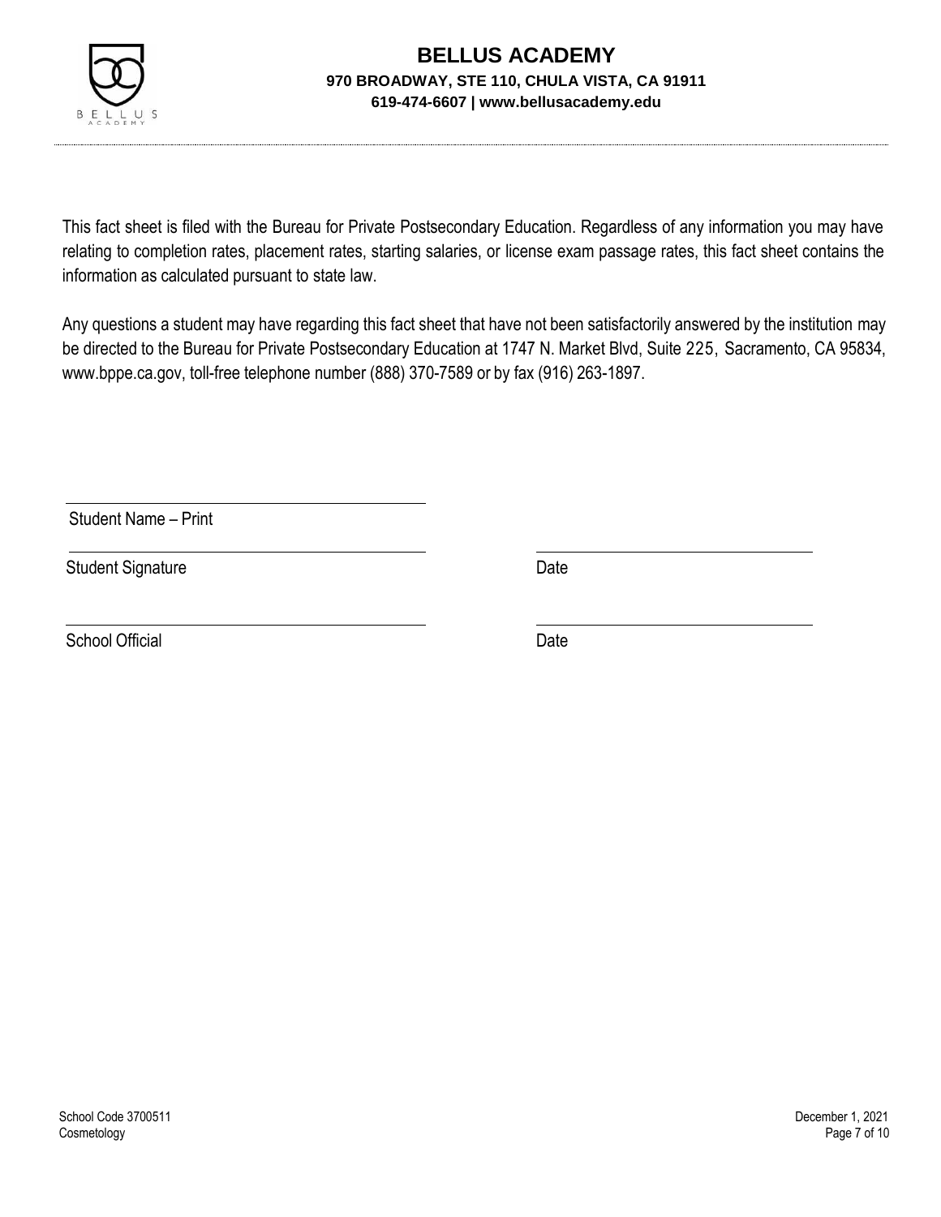# BELLUS ACADEMY

**970 BROADWAY, STE 110, CHULA VISTA, CA 91911**
**619-474-6607 | www.bellusacademy.edu**

This fact sheet is filed with the Bureau for Private Postsecondary Education. Regardless of any information you may have relating to completion rates, placement rates, starting salaries, or license exam passage rates, this fact sheet contains the information as calculated pursuant to state law.

Any questions a student may have regarding this fact sheet that have not been satisfactorily answered by the institution may be directed to the Bureau for Private Postsecondary Education at 1747 N. Market Blvd, Suite 225, Sacramento, CA 95834, www.bppe.ca.gov, toll-free telephone number (888) 370-7589 or by fax (916) 263-1897.

Student Name – Print

Student Signature &emsp;&emsp;&emsp;&emsp;&emsp;&emsp;&emsp;&emsp;&emsp;&emsp;&emsp;&emsp;&emsp;&emsp;&emsp;&emsp;&emsp;&emsp;&emsp;&emsp; Date

School Official &emsp;&emsp;&emsp;&emsp;&emsp;&emsp;&emsp;&emsp;&emsp;&emsp;&emsp;&emsp;&emsp;&emsp;&emsp;&emsp;&emsp;&emsp;&emsp;&emsp;&emsp; Date

School Code 3700511
Cosmetology

December 1, 2021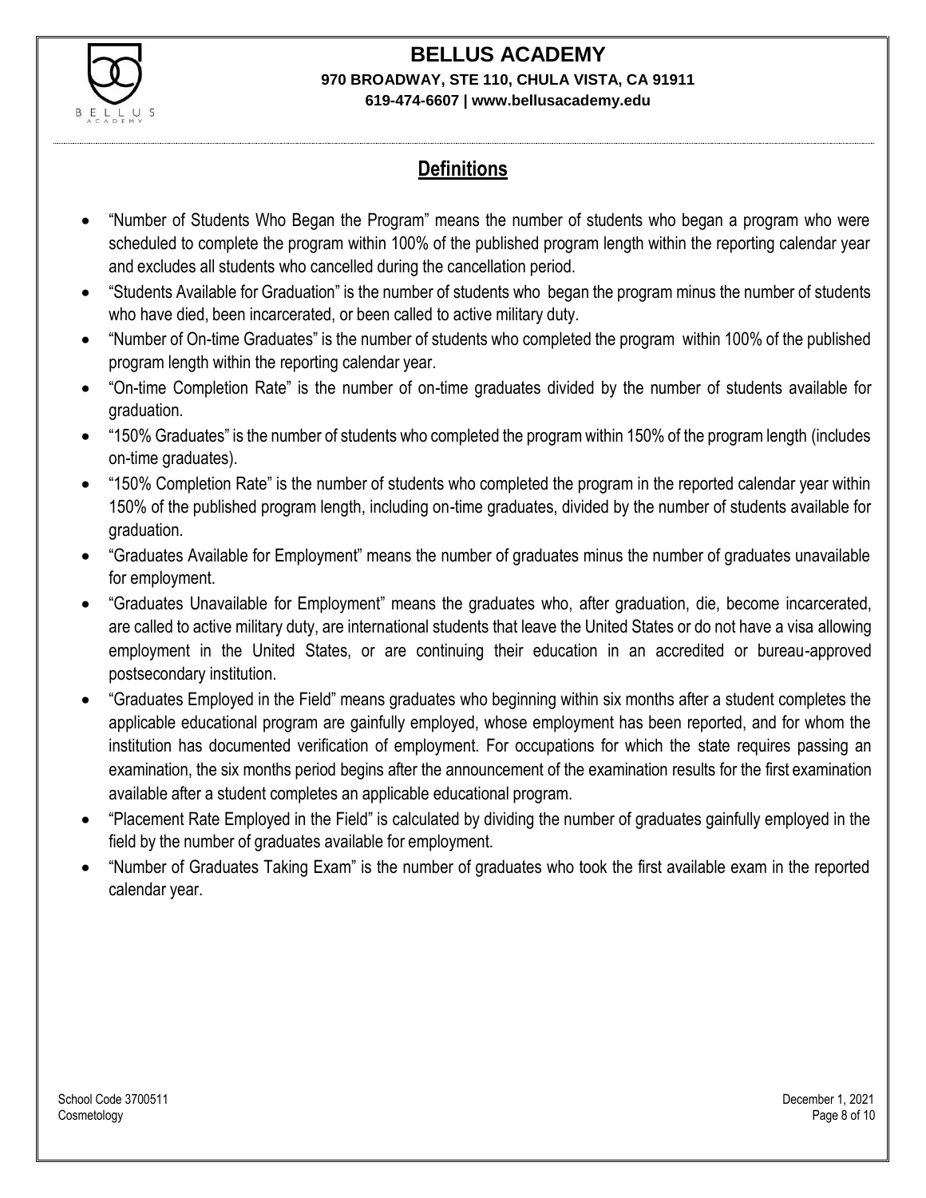## Definitions

- "Number of Students Who Began the Program" means the number of students who began a program who were scheduled to complete the program within 100% of the published program length within the reporting calendar year and excludes all students who cancelled during the cancellation period.
- "Students Available for Graduation" is the number of students who began the program minus the number of students who have died, been incarcerated, or been called to active military duty.
- "Number of On-time Graduates" is the number of students who completed the program within 100% of the published program length within the reporting calendar year.
- "On-time Completion Rate" is the number of on-time graduates divided by the number of students available for graduation.
- "150% Graduates" is the number of students who completed the program within 150% of the program length (includes on-time graduates).
- "150% Completion Rate" is the number of students who completed the program in the reported calendar year within 150% of the published program length, including on-time graduates, divided by the number of students available for graduation.
- "Graduates Available for Employment" means the number of graduates minus the number of graduates unavailable for employment.
- "Graduates Unavailable for Employment" means the graduates who, after graduation, die, become incarcerated, are called to active military duty, are international students that leave the United States or do not have a visa allowing employment in the United States, or are continuing their education in an accredited or bureau-approved postsecondary institution.
- "Graduates Employed in the Field" means graduates who beginning within six months after a student completes the applicable educational program are gainfully employed, whose employment has been reported, and for whom the institution has documented verification of employment. For occupations for which the state requires passing an examination, the six months period begins after the announcement of the examination results for the first examination available after a student completes an applicable educational program.
- "Placement Rate Employed in the Field" is calculated by dividing the number of graduates gainfully employed in the field by the number of graduates available for employment.
- "Number of Graduates Taking Exam" is the number of graduates who took the first available exam in the reported calendar year.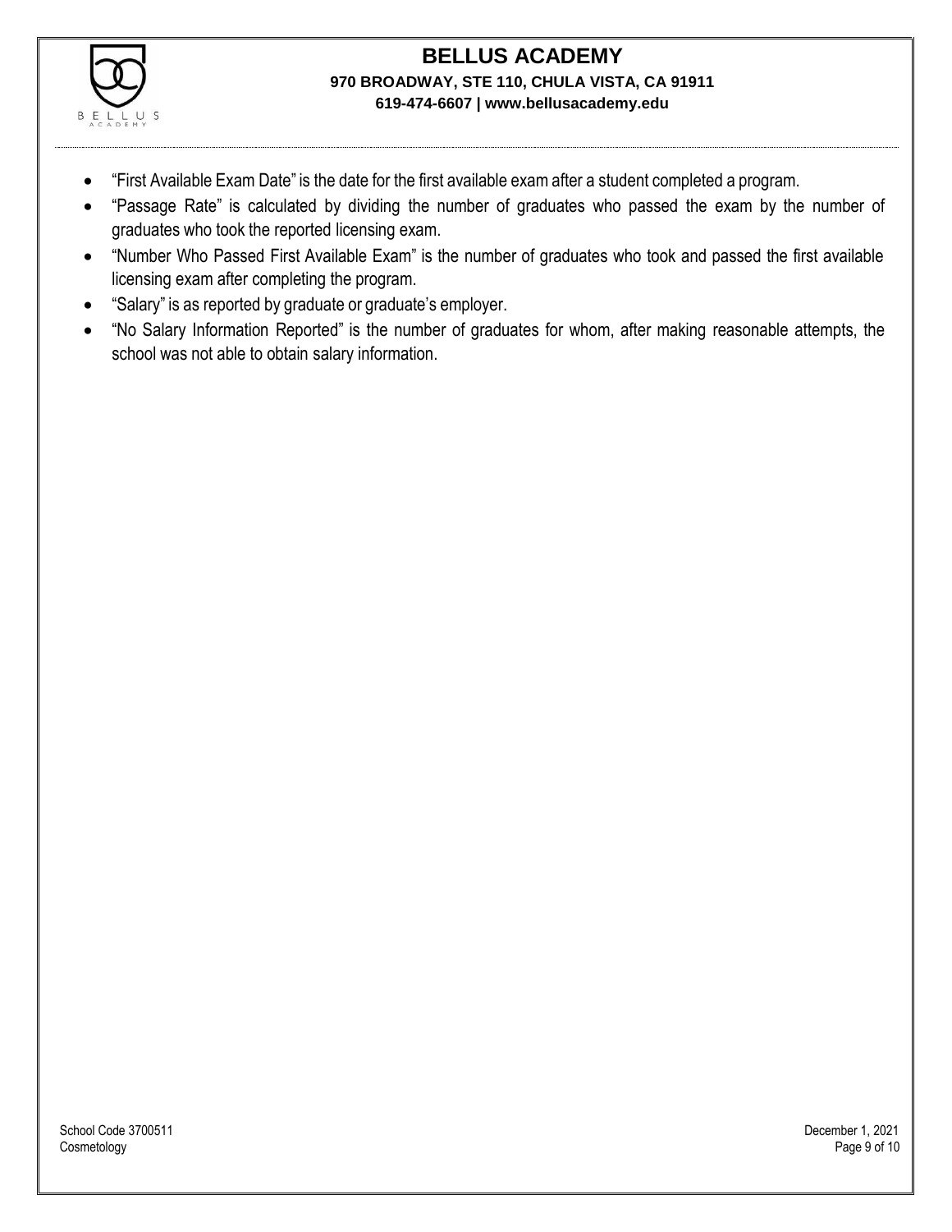- "First Available Exam Date" is the date for the first available exam after a student completed a program.
- "Passage Rate" is calculated by dividing the number of graduates who passed the exam by the number of graduates who took the reported licensing exam.
- "Number Who Passed First Available Exam" is the number of graduates who took and passed the first available licensing exam after completing the program.
- "Salary" is as reported by graduate or graduate's employer.
- "No Salary Information Reported" is the number of graduates for whom, after making reasonable attempts, the school was not able to obtain salary information.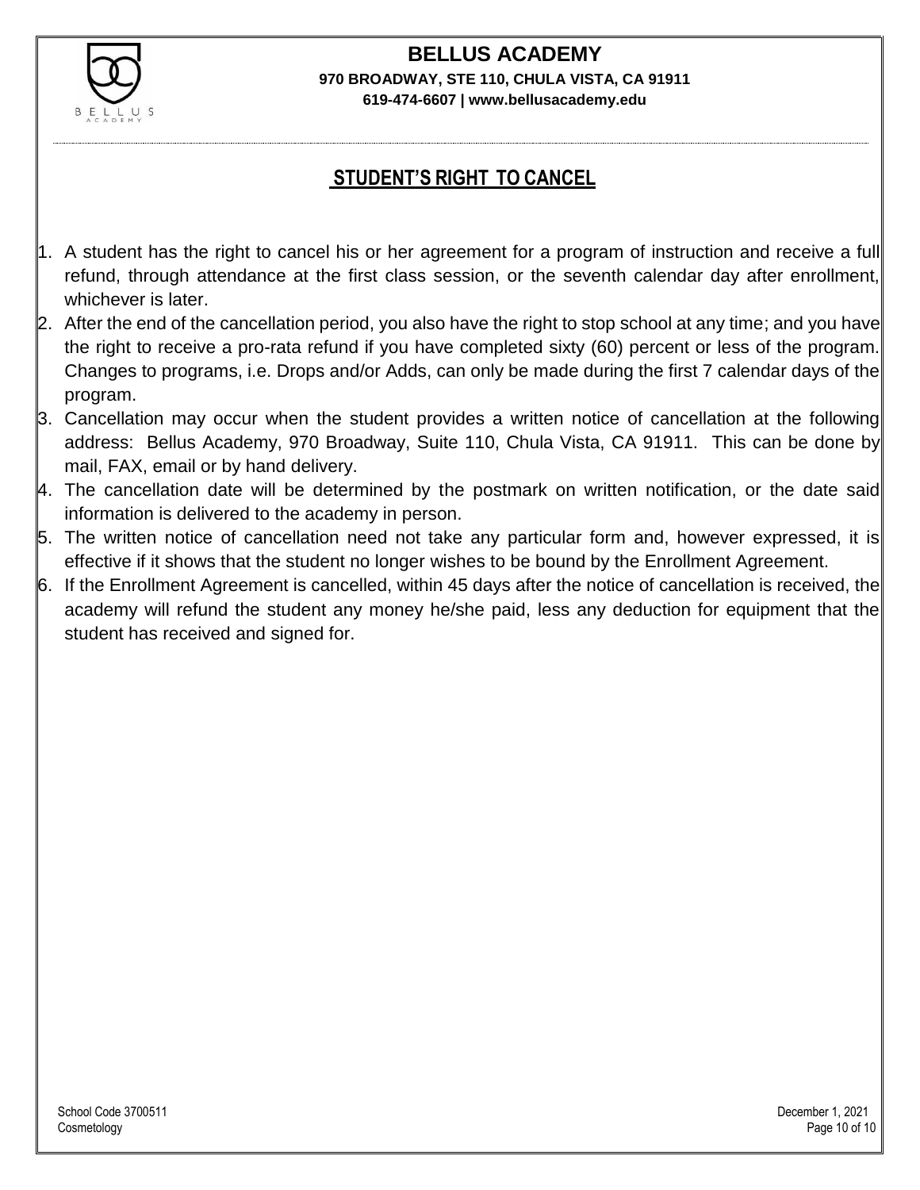# BELLUS ACADEMY

**970 BROADWAY, STE 110, CHULA VISTA, CA 91911**

**619-474-6607 | www.bellusacademy.edu**

## STUDENT'S RIGHT TO CANCEL

1. A student has the right to cancel his or her agreement for a program of instruction and receive a full refund, through attendance at the first class session, or the seventh calendar day after enrollment, whichever is later.
2. After the end of the cancellation period, you also have the right to stop school at any time; and you have the right to receive a pro-rata refund if you have completed sixty (60) percent or less of the program. Changes to programs, i.e. Drops and/or Adds, can only be made during the first 7 calendar days of the program.
3. Cancellation may occur when the student provides a written notice of cancellation at the following address: Bellus Academy, 970 Broadway, Suite 110, Chula Vista, CA 91911. This can be done by mail, FAX, email or by hand delivery.
4. The cancellation date will be determined by the postmark on written notification, or the date said information is delivered to the academy in person.
5. The written notice of cancellation need not take any particular form and, however expressed, it is effective if it shows that the student no longer wishes to be bound by the Enrollment Agreement.
6. If the Enrollment Agreement is cancelled, within 45 days after the notice of cancellation is received, the academy will refund the student any money he/she paid, less any deduction for equipment that the student has received and signed for.